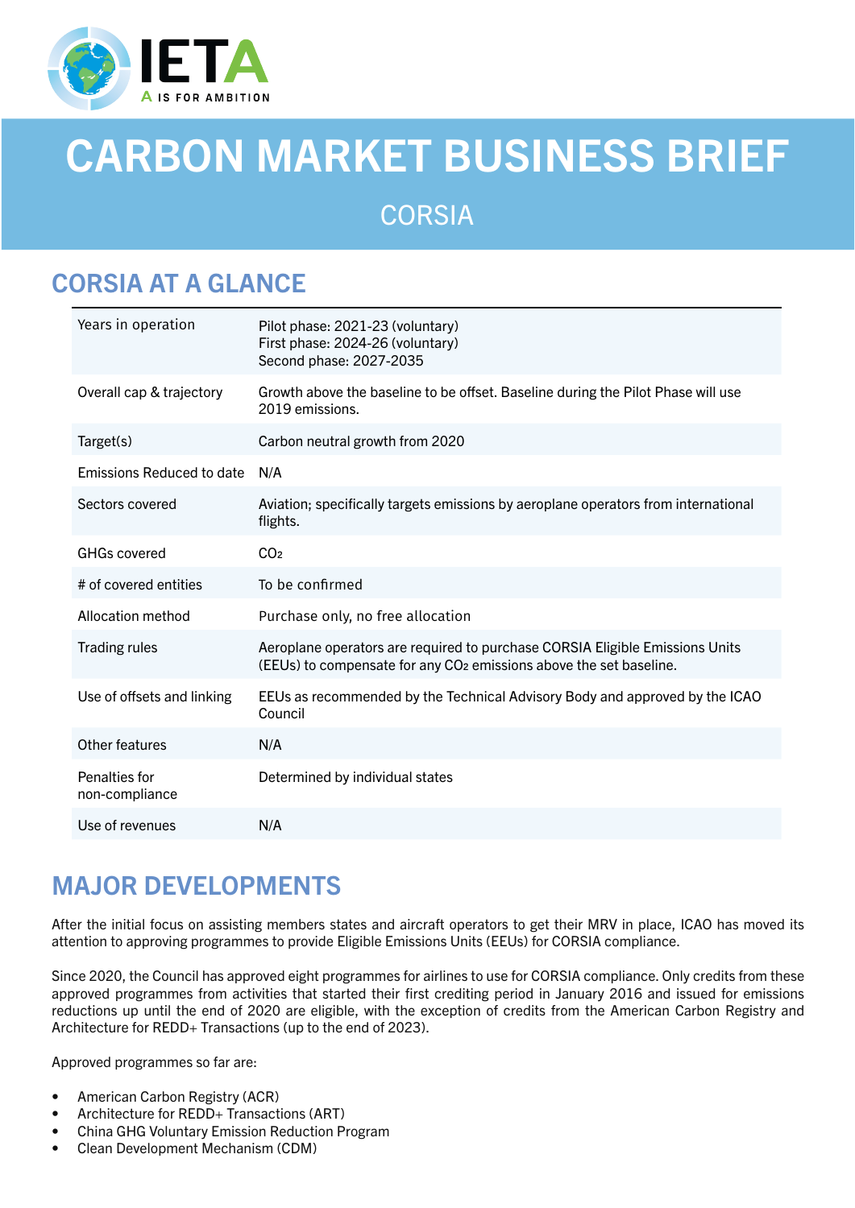# CARBON MARKET BUSINESS BRIEF

## CORSIA

## CORSIA AT A GLANCE

| | |
|---|---|
| Years in operation | Pilot phase: 2021-23 (voluntary)<br>First phase: 2024-26 (voluntary)<br>Second phase: 2027-2035 |
| Overall cap & trajectory | Growth above the baseline to be offset. Baseline during the Pilot Phase will use 2019 emissions. |
| Target(s) | Carbon neutral growth from 2020 |
| Emissions Reduced to date | N/A |
| Sectors covered | Aviation; specifically targets emissions by aeroplane operators from international flights. |
| GHGs covered | $CO_2$ |
| # of covered entities | To be confirmed |
| Allocation method | Purchase only, no free allocation |
| Trading rules | Aeroplane operators are required to purchase CORSIA Eligible Emissions Units (EEUs) to compensate for any $CO_2$ emissions above the set baseline. |
| Use of offsets and linking | EEUs as recommended by the Technical Advisory Body and approved by the ICAO Council |
| Other features | N/A |
| Penalties for non-compliance | Determined by individual states |
| Use of revenues | N/A |

## MAJOR DEVELOPMENTS

After the initial focus on assisting members states and aircraft operators to get their MRV in place, ICAO has moved its attention to approving programmes to provide Eligible Emissions Units (EEUs) for CORSIA compliance.

Since 2020, the Council has approved eight programmes for airlines to use for CORSIA compliance. Only credits from these approved programmes from activities that started their first crediting period in January 2016 and issued for emissions reductions up until the end of 2020 are eligible, with the exception of credits from the American Carbon Registry and Architecture for REDD+ Transactions (up to the end of 2023).

Approved programmes so far are:

- American Carbon Registry (ACR)
- Architecture for REDD+ Transactions (ART)
- China GHG Voluntary Emission Reduction Program
- Clean Development Mechanism (CDM)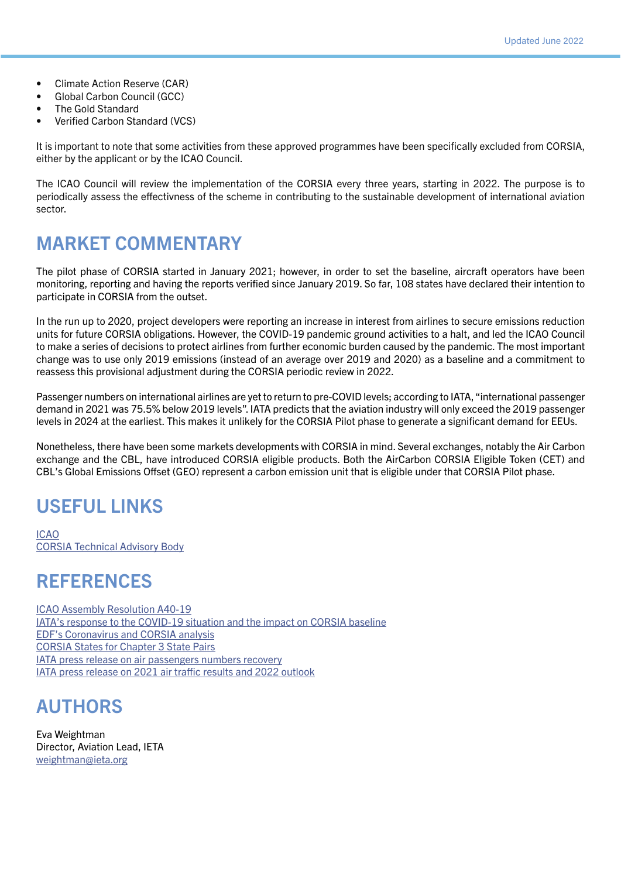- Climate Action Reserve (CAR)
- Global Carbon Council (GCC)
- The Gold Standard
- Verified Carbon Standard (VCS)

It is important to note that some activities from these approved programmes have been specifically excluded from CORSIA, either by the applicant or by the ICAO Council.

The ICAO Council will review the implementation of the CORSIA every three years, starting in 2022. The purpose is to periodically assess the effectivness of the scheme in contributing to the sustainable development of international aviation sector.

## MARKET COMMENTARY

The pilot phase of CORSIA started in January 2021; however, in order to set the baseline, aircraft operators have been monitoring, reporting and having the reports verified since January 2019. So far, 108 states have declared their intention to participate in CORSIA from the outset.

In the run up to 2020, project developers were reporting an increase in interest from airlines to secure emissions reduction units for future CORSIA obligations. However, the COVID-19 pandemic ground activities to a halt, and led the ICAO Council to make a series of decisions to protect airlines from further economic burden caused by the pandemic. The most important change was to use only 2019 emissions (instead of an average over 2019 and 2020) as a baseline and a commitment to reassess this provisional adjustment during the CORSIA periodic review in 2022.

Passenger numbers on international airlines are yet to return to pre-COVID levels; according to IATA, "international passenger demand in 2021 was 75.5% below 2019 levels". IATA predicts that the aviation industry will only exceed the 2019 passenger levels in 2024 at the earliest. This makes it unlikely for the CORSIA Pilot phase to generate a significant demand for EEUs.

Nonetheless, there have been some markets developments with CORSIA in mind. Several exchanges, notably the Air Carbon exchange and the CBL, have introduced CORSIA eligible products. Both the AirCarbon CORSIA Eligible Token (CET) and CBL's Global Emissions Offset (GEO) represent a carbon emission unit that is eligible under that CORSIA Pilot phase.

## USEFUL LINKS

ICAO
CORSIA Technical Advisory Body

## REFERENCES

ICAO Assembly Resolution A40-19
IATA's response to the COVID-19 situation and the impact on CORSIA baseline
EDF's Coronavirus and CORSIA analysis
CORSIA States for Chapter 3 State Pairs
IATA press release on air passengers numbers recovery
IATA press release on 2021 air traffic results and 2022 outlook

## AUTHORS

Eva Weightman
Director, Aviation Lead, IETA
weightman@ieta.org